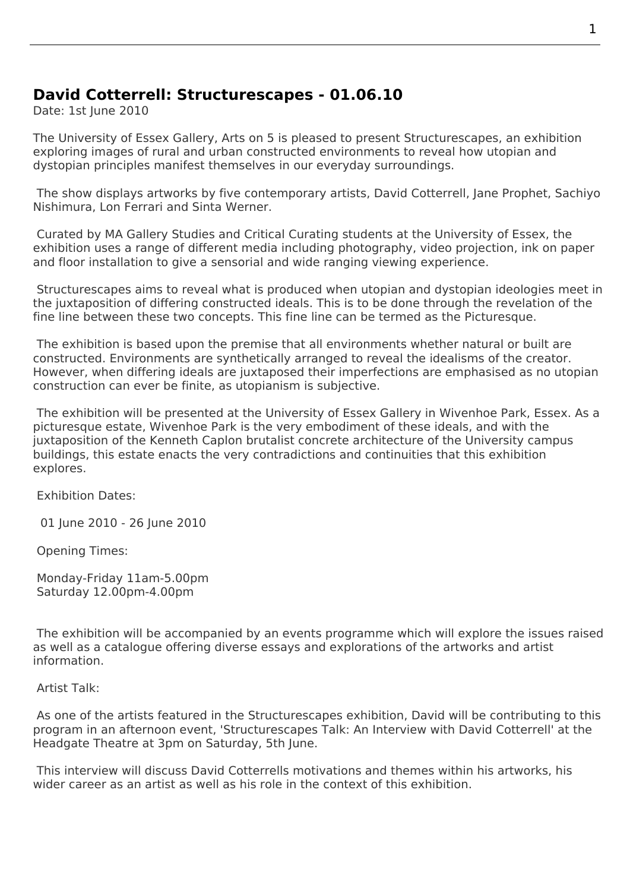## David Cotterrell: Structurescapes - 01.06.10

Date: 1st June 2010

The University of Essex Gallery, Arts on 5 is pleased to present Structurescapes, an exhibition exploring images of rural and urban constructed environments to reveal how utopian and dystopian principles manifest themselves in our everyday surroundings.

The show displays artworks by five contemporary artists, David Cotterrell, Jane Prophet, Sachiyo Nishimura, Lon Ferrari and Sinta Werner.

Curated by MA Gallery Studies and Critical Curating students at the University of Essex, the exhibition uses a range of different media including photography, video projection, ink on paper and floor installation to give a sensorial and wide ranging viewing experience.

Structurescapes aims to reveal what is produced when utopian and dystopian ideologies meet in the juxtaposition of differing constructed ideals. This is to be done through the revelation of the fine line between these two concepts. This fine line can be termed as the Picturesque.

The exhibition is based upon the premise that all environments whether natural or built are constructed. Environments are synthetically arranged to reveal the idealisms of the creator. However, when differing ideals are juxtaposed their imperfections are emphasised as no utopian construction can ever be finite, as utopianism is subjective.

The exhibition will be presented at the University of Essex Gallery in Wivenhoe Park, Essex. As a picturesque estate, Wivenhoe Park is the very embodiment of these ideals, and with the juxtaposition of the Kenneth Caplon brutalist concrete architecture of the University campus buildings, this estate enacts the very contradictions and continuities that this exhibition explores.

Exhibition Dates:

01 June 2010 - 26 June 2010

Opening Times:

Monday-Friday 11am-5.00pm
Saturday 12.00pm-4.00pm

The exhibition will be accompanied by an events programme which will explore the issues raised as well as a catalogue offering diverse essays and explorations of the artworks and artist information.

Artist Talk:

As one of the artists featured in the Structurescapes exhibition, David will be contributing to this program in an afternoon event, 'Structurescapes Talk: An Interview with David Cotterrell' at the Headgate Theatre at 3pm on Saturday, 5th June.

This interview will discuss David Cotterrells motivations and themes within his artworks, his wider career as an artist as well as his role in the context of this exhibition.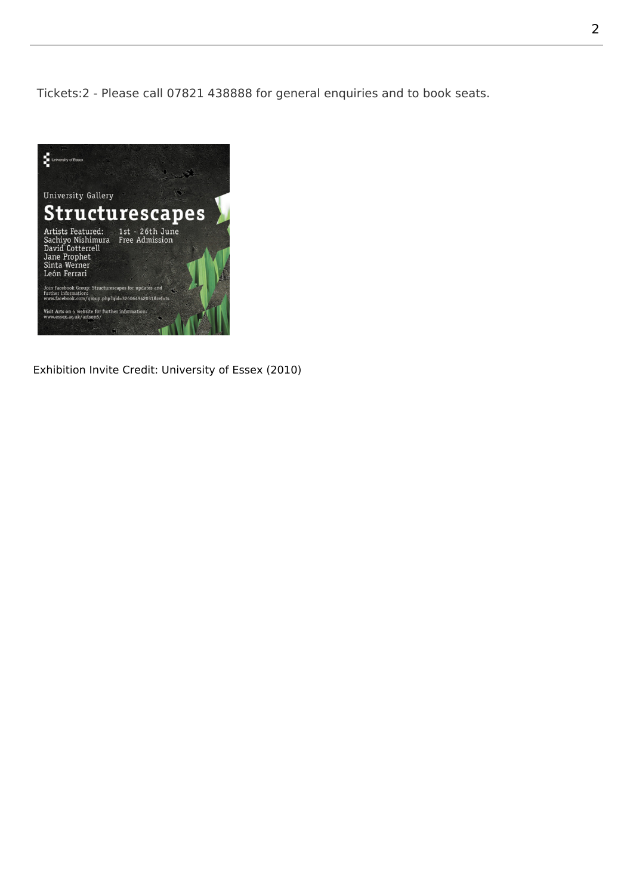Tickets:2 - Please call 07821 438888 for general enquiries and to book seats.

University Gallery

Structurescapes

Artists Featured:
Sachiyo Nishimura
David Cotterrell
Jane Prophet
Sinta Werner
León Ferrari

1st - 26th June
Free Admission

Join Facebook Group: Structurescapes for updates and further information:
www.facebook.com/group.php?gid=326064942031&ref=ts

Visit Arts on 5 website for further information:
www.essex.ac.uk/artson5/

Exhibition Invite Credit: University of Essex (2010)